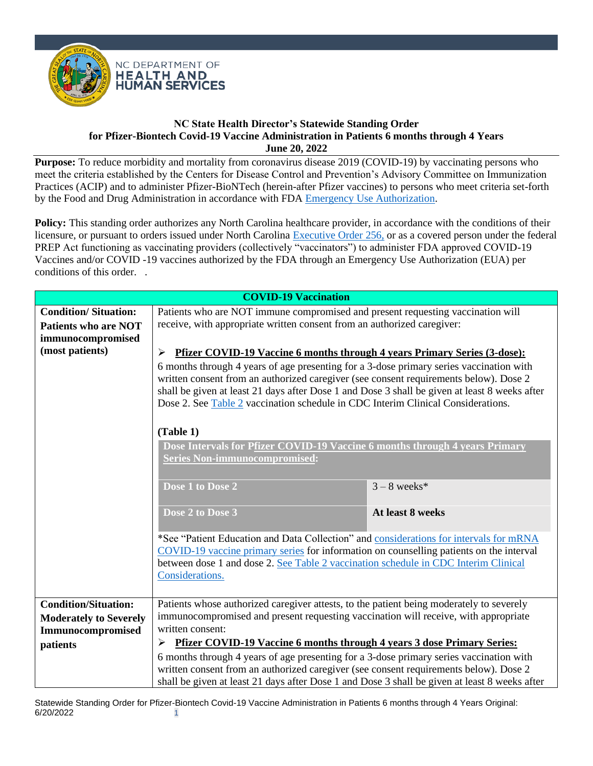NC DEPARTMENT OF
HEALTH AND
HUMAN SERVICES

**NC State Health Director's Statewide Standing Order**
**for Pfizer-Biontech Covid-19 Vaccine Administration in Patients 6 months through 4 Years**
**June 20, 2022**

**Purpose:** To reduce morbidity and mortality from coronavirus disease 2019 (COVID-19) by vaccinating persons who meet the criteria established by the Centers for Disease Control and Prevention's Advisory Committee on Immunization Practices (ACIP) and to administer Pfizer-BioNTech (herein-after Pfizer vaccines) to persons who meet criteria set-forth by the Food and Drug Administration in accordance with FDA Emergency Use Authorization.

**Policy:** This standing order authorizes any North Carolina healthcare provider, in accordance with the conditions of their licensure, or pursuant to orders issued under North Carolina Executive Order 256, or as a covered person under the federal PREP Act functioning as vaccinating providers (collectively "vaccinators") to administer FDA approved COVID-19 Vaccines and/or COVID -19 vaccines authorized by the FDA through an Emergency Use Authorization (EUA) per conditions of this order. .

| **COVID-19 Vaccination** | |
|---|---|
| **Condition/ Situation: Patients who are NOT immunocompromised (most patients)** | Patients who are NOT immune compromised and present requesting vaccination will receive, with appropriate written consent from an authorized caregiver:<br><br>➢ **Pfizer COVID-19 Vaccine 6 months through 4 years Primary Series (3-dose):**<br>6 months through 4 years of age presenting for a 3-dose primary series vaccination with written consent from an authorized caregiver (see consent requirements below). Dose 2 shall be given at least 21 days after Dose 1 and Dose 3 shall be given at least 8 weeks after Dose 2. See Table 2 vaccination schedule in CDC Interim Clinical Considerations.<br><br>**(Table 1)**<br>**Dose Intervals for Pfizer COVID-19 Vaccine 6 months through 4 years Primary Series Non-immunocompromised:**<br>**Dose 1 to Dose 2**: 3 – 8 weeks*<br>**Dose 2 to Dose 3**: **At least 8 weeks**<br><br>*See "Patient Education and Data Collection" and considerations for intervals for mRNA COVID-19 vaccine primary series for information on counselling patients on the interval between dose 1 and dose 2. See Table 2 vaccination schedule in CDC Interim Clinical Considerations. |
| **Condition/Situation: Moderately to Severely Immunocompromised patients** | Patients whose authorized caregiver attests, to the patient being moderately to severely immunocompromised and present requesting vaccination will receive, with appropriate written consent:<br>➢ **Pfizer COVID-19 Vaccine 6 months through 4 years 3 dose Primary Series:**<br>6 months through 4 years of age presenting for a 3-dose primary series vaccination with written consent from an authorized caregiver (see consent requirements below). Dose 2 shall be given at least 21 days after Dose 1 and Dose 3 shall be given at least 8 weeks after |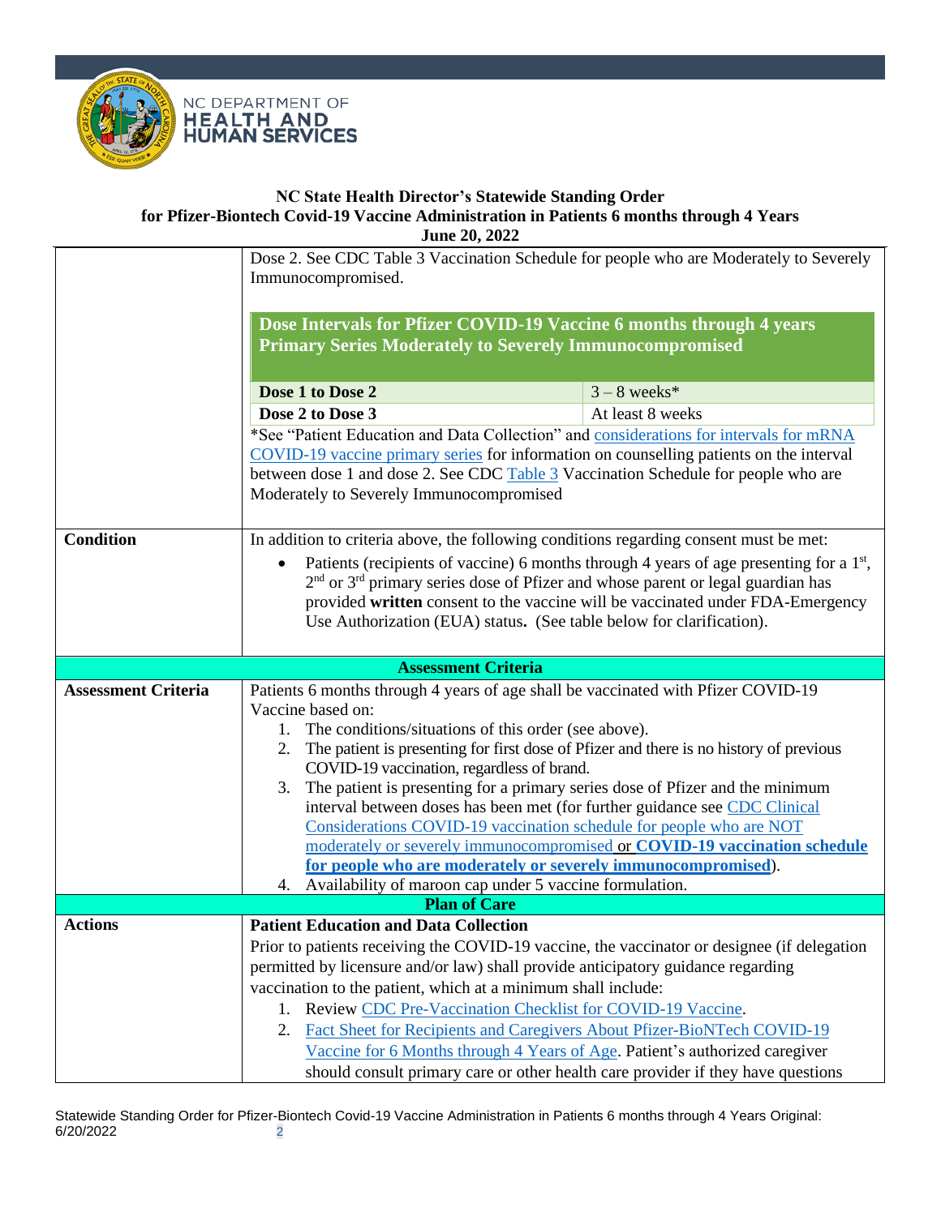**NC State Health Director's Statewide Standing Order for Pfizer-Biontech Covid-19 Vaccine Administration in Patients 6 months through 4 Years**
**June 20, 2022**

| | |
|---|---|
| | Dose 2. See CDC Table 3 Vaccination Schedule for people who are Moderately to Severely Immunocompromised.<br><br>**Dose Intervals for Pfizer COVID-19 Vaccine 6 months through 4 years Primary Series Moderately to Severely Immunocompromised**<br><br>**Dose 1 to Dose 2**: 3 – 8 weeks*<br>**Dose 2 to Dose 3**: At least 8 weeks<br><br>*See "Patient Education and Data Collection" and considerations for intervals for mRNA COVID-19 vaccine primary series for information on counselling patients on the interval between dose 1 and dose 2. See CDC Table 3 Vaccination Schedule for people who are Moderately to Severely Immunocompromised |
| **Condition** | In addition to criteria above, the following conditions regarding consent must be met:<br>• Patients (recipients of vaccine) 6 months through 4 years of age presenting for a 1st, 2nd or 3rd primary series dose of Pfizer and whose parent or legal guardian has provided **written** consent to the vaccine will be vaccinated under FDA-Emergency Use Authorization (EUA) status**.** (See table below for clarification). |
| **Assessment Criteria** | |
| **Assessment Criteria** | Patients 6 months through 4 years of age shall be vaccinated with Pfizer COVID-19 Vaccine based on:<br>1. The conditions/situations of this order (see above).<br>2. The patient is presenting for first dose of Pfizer and there is no history of previous COVID-19 vaccination, regardless of brand.<br>3. The patient is presenting for a primary series dose of Pfizer and the minimum interval between doses has been met (for further guidance see CDC Clinical Considerations COVID-19 vaccination schedule for people who are NOT moderately or severely immunocompromised or **COVID-19 vaccination schedule for people who are moderately or severely immunocompromised**).<br>4. Availability of maroon cap under 5 vaccine formulation. |
| **Plan of Care** | |
| **Actions** | **Patient Education and Data Collection**<br>Prior to patients receiving the COVID-19 vaccine, the vaccinator or designee (if delegation permitted by licensure and/or law) shall provide anticipatory guidance regarding vaccination to the patient, which at a minimum shall include:<br>1. Review CDC Pre-Vaccination Checklist for COVID-19 Vaccine.<br>2. Fact Sheet for Recipients and Caregivers About Pfizer-BioNTech COVID-19 Vaccine for 6 Months through 4 Years of Age. Patient's authorized caregiver should consult primary care or other health care provider if they have questions |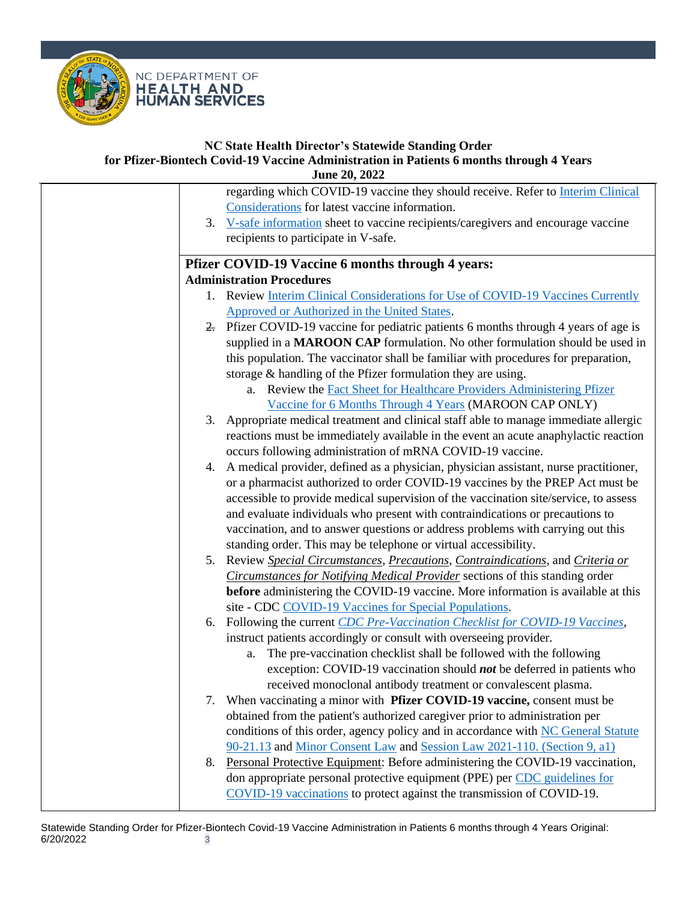**NC State Health Director's Statewide Standing Order for Pfizer-Biontech Covid-19 Vaccine Administration in Patients 6 months through 4 Years June 20, 2022**

| | |
|---|---|
| | regarding which COVID-19 vaccine they should receive. Refer to Interim Clinical Considerations for latest vaccine information.<br>3. V-safe information sheet to vaccine recipients/caregivers and encourage vaccine recipients to participate in V-safe. |
| | **Pfizer COVID-19 Vaccine 6 months through 4 years:**<br>**Administration Procedures**<br>1. Review Interim Clinical Considerations for Use of COVID-19 Vaccines Currently Approved or Authorized in the United States.<br>2. Pfizer COVID-19 vaccine for pediatric patients 6 months through 4 years of age is supplied in a **MAROON CAP** formulation. No other formulation should be used in this population. The vaccinator shall be familiar with procedures for preparation, storage & handling of the Pfizer formulation they are using.<br>&nbsp;&nbsp;&nbsp;&nbsp;a. Review the Fact Sheet for Healthcare Providers Administering Pfizer Vaccine for 6 Months Through 4 Years (MAROON CAP ONLY)<br>3. Appropriate medical treatment and clinical staff able to manage immediate allergic reactions must be immediately available in the event an acute anaphylactic reaction occurs following administration of mRNA COVID-19 vaccine.<br>4. A medical provider, defined as a physician, physician assistant, nurse practitioner, or a pharmacist authorized to order COVID-19 vaccines by the PREP Act must be accessible to provide medical supervision of the vaccination site/service, to assess and evaluate individuals who present with contraindications or precautions to vaccination, and to answer questions or address problems with carrying out this standing order. This may be telephone or virtual accessibility.<br>5. Review *Special Circumstances*, *Precautions*, *Contraindications*, and *Criteria or Circumstances for Notifying Medical Provider* sections of this standing order **before** administering the COVID-19 vaccine. More information is available at this site - CDC COVID-19 Vaccines for Special Populations.<br>6. Following the current *CDC Pre-Vaccination Checklist for COVID-19 Vaccines*, instruct patients accordingly or consult with overseeing provider.<br>&nbsp;&nbsp;&nbsp;&nbsp;a. The pre-vaccination checklist shall be followed with the following exception: COVID-19 vaccination should ***not*** be deferred in patients who received monoclonal antibody treatment or convalescent plasma.<br>7. When vaccinating a minor with **Pfizer COVID-19 vaccine,** consent must be obtained from the patient's authorized caregiver prior to administration per conditions of this order, agency policy and in accordance with NC General Statute 90-21.13 and Minor Consent Law and Session Law 2021-110. (Section 9, a1)<br>8. Personal Protective Equipment: Before administering the COVID-19 vaccination, don appropriate personal protective equipment (PPE) per CDC guidelines for COVID-19 vaccinations to protect against the transmission of COVID-19. |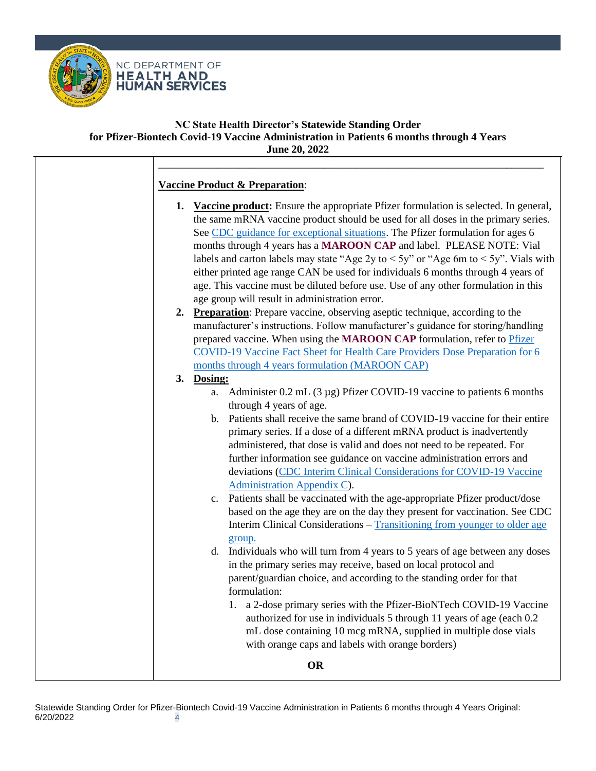**NC State Health Director's Statewide Standing Order for Pfizer-Biontech Covid-19 Vaccine Administration in Patients 6 months through 4 Years June 20, 2022**

**Vaccine Product & Preparation**:

1. **Vaccine product:** Ensure the appropriate Pfizer formulation is selected. In general, the same mRNA vaccine product should be used for all doses in the primary series. See [CDC guidance for exceptional situations](). The Pfizer formulation for ages 6 months through 4 years has a **MAROON CAP** and label. PLEASE NOTE: Vial labels and carton labels may state "Age 2y to < 5y" or "Age 6m to < 5y". Vials with either printed age range CAN be used for individuals 6 months through 4 years of age. This vaccine must be diluted before use. Use of any other formulation in this age group will result in administration error.
2. **Preparation**: Prepare vaccine, observing aseptic technique, according to the manufacturer's instructions. Follow manufacturer's guidance for storing/handling prepared vaccine. When using the **MAROON CAP** formulation, refer to [Pfizer COVID-19 Vaccine Fact Sheet for Health Care Providers Dose Preparation for 6 months through 4 years formulation (MAROON CAP)]()
3. **Dosing:**
   a. Administer 0.2 mL (3 µg) Pfizer COVID-19 vaccine to patients 6 months through 4 years of age.
   b. Patients shall receive the same brand of COVID-19 vaccine for their entire primary series. If a dose of a different mRNA product is inadvertently administered, that dose is valid and does not need to be repeated. For further information see guidance on vaccine administration errors and deviations ([CDC Interim Clinical Considerations for COVID-19 Vaccine Administration Appendix C]()).
   c. Patients shall be vaccinated with the age-appropriate Pfizer product/dose based on the age they are on the day they present for vaccination. See CDC Interim Clinical Considerations – [Transitioning from younger to older age group.]()
   d. Individuals who will turn from 4 years to 5 years of age between any doses in the primary series may receive, based on local protocol and parent/guardian choice, and according to the standing order for that formulation:
      1. a 2-dose primary series with the Pfizer-BioNTech COVID-19 Vaccine authorized for use in individuals 5 through 11 years of age (each 0.2 mL dose containing 10 mcg mRNA, supplied in multiple dose vials with orange caps and labels with orange borders)

      **OR**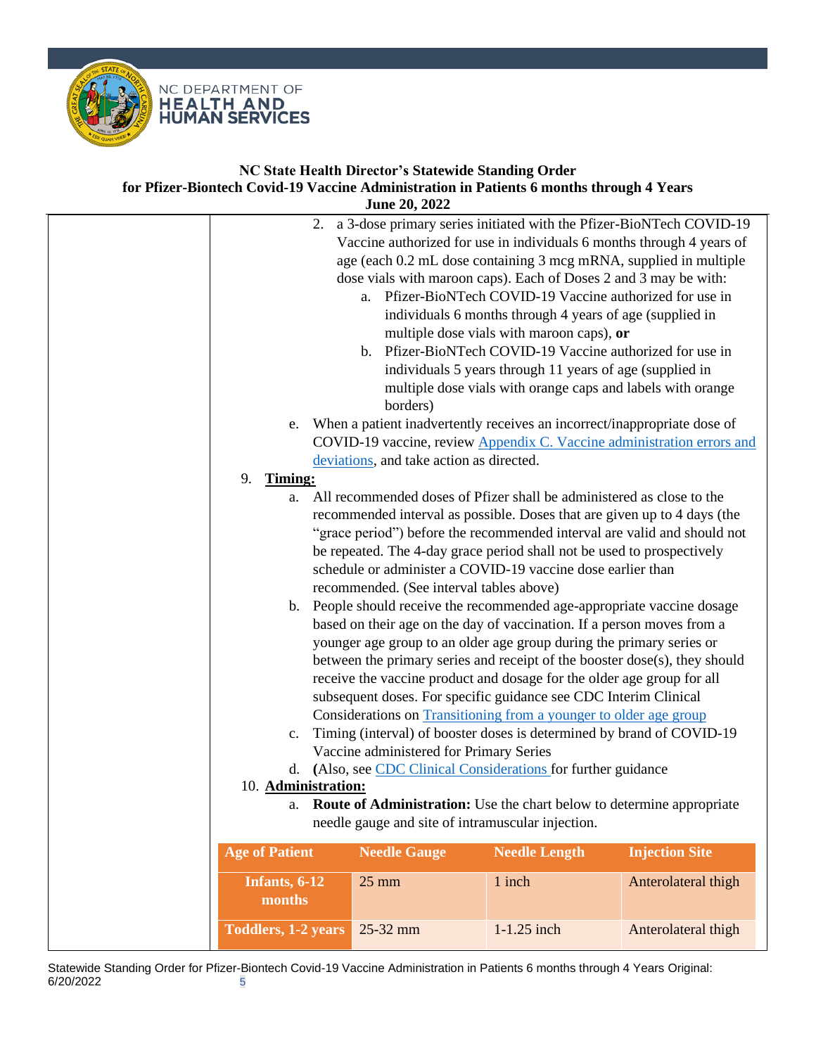**NC State Health Director's Statewide Standing Order for Pfizer-Biontech Covid-19 Vaccine Administration in Patients 6 months through 4 Years June 20, 2022**

2. a 3-dose primary series initiated with the Pfizer-BioNTech COVID-19 Vaccine authorized for use in individuals 6 months through 4 years of age (each 0.2 mL dose containing 3 mcg mRNA, supplied in multiple dose vials with maroon caps). Each of Doses 2 and 3 may be with:
   a. Pfizer-BioNTech COVID-19 Vaccine authorized for use in individuals 6 months through 4 years of age (supplied in multiple dose vials with maroon caps), **or**
   b. Pfizer-BioNTech COVID-19 Vaccine authorized for use in individuals 5 years through 11 years of age (supplied in multiple dose vials with orange caps and labels with orange borders)

e. When a patient inadvertently receives an incorrect/inappropriate dose of COVID-19 vaccine, review [Appendix C. Vaccine administration errors and deviations](), and take action as directed.

9. **Timing:**
   a. All recommended doses of Pfizer shall be administered as close to the recommended interval as possible. Doses that are given up to 4 days (the "grace period") before the recommended interval are valid and should not be repeated. The 4-day grace period shall not be used to prospectively schedule or administer a COVID-19 vaccine dose earlier than recommended. (See interval tables above)
   b. People should receive the recommended age-appropriate vaccine dosage based on their age on the day of vaccination. If a person moves from a younger age group to an older age group during the primary series or between the primary series and receipt of the booster dose(s), they should receive the vaccine product and dosage for the older age group for all subsequent doses. For specific guidance see CDC Interim Clinical Considerations on [Transitioning from a younger to older age group]()
   c. Timing (interval) of booster doses is determined by brand of COVID-19 Vaccine administered for Primary Series
   d. (Also, see [CDC Clinical Considerations]() for further guidance

10. **Administration:**
   a. **Route of Administration:** Use the chart below to determine appropriate needle gauge and site of intramuscular injection.

| Age of Patient | Needle Gauge | Needle Length | Injection Site |
|---|---|---|---|
| **Infants, 6-12 months** | 25 mm | 1 inch | Anterolateral thigh |
| **Toddlers, 1-2 years** | 25-32 mm | 1-1.25 inch | Anterolateral thigh |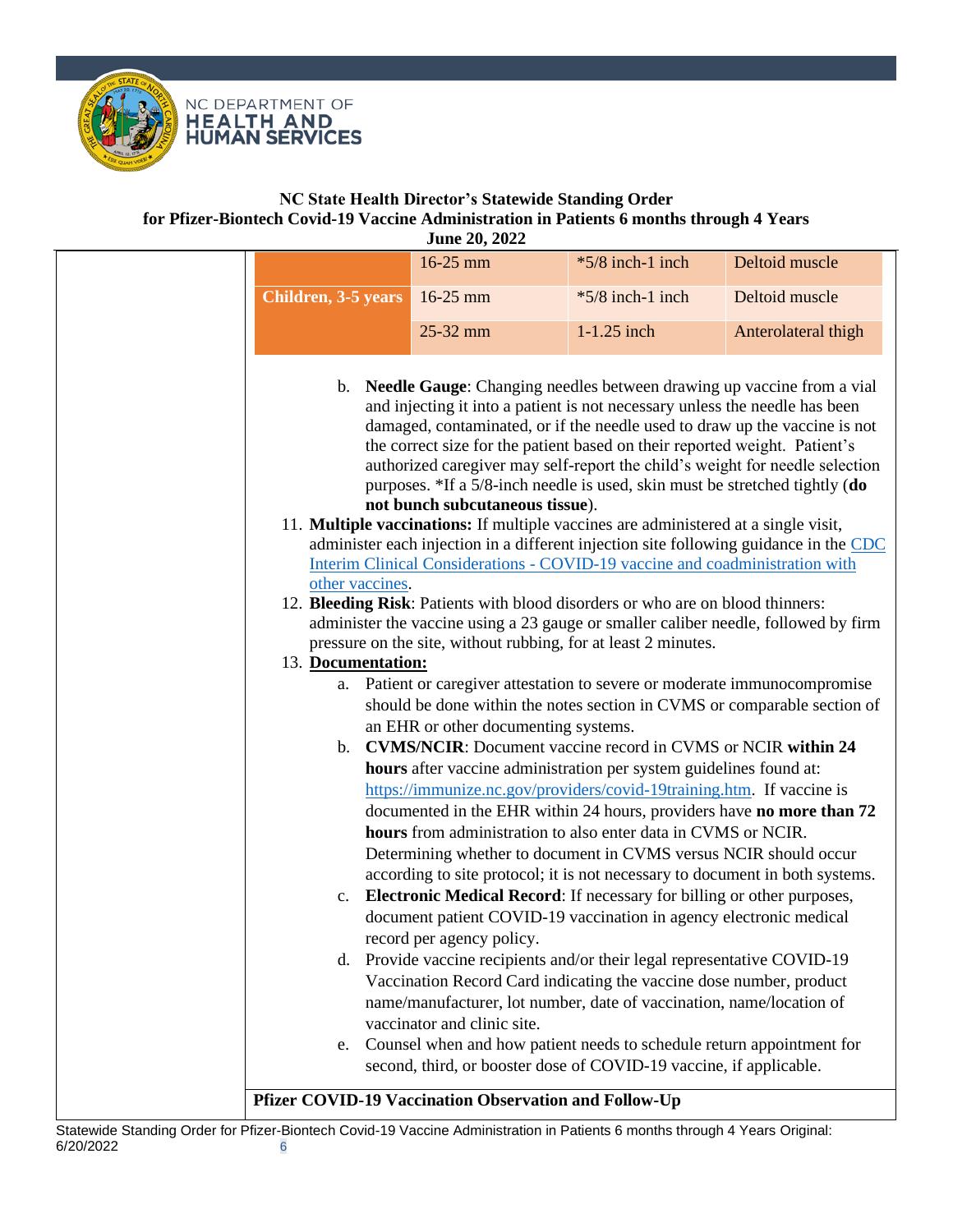| | | | |
|---|---|---|---|
| | 16-25 mm | *5/8 inch-1 inch | Deltoid muscle |
| **Children, 3-5 years** | 16-25 mm | *5/8 inch-1 inch | Deltoid muscle |
| | 25-32 mm | 1-1.25 inch | Anterolateral thigh |

b. **Needle Gauge**: Changing needles between drawing up vaccine from a vial and injecting it into a patient is not necessary unless the needle has been damaged, contaminated, or if the needle used to draw up the vaccine is not the correct size for the patient based on their reported weight. Patient's authorized caregiver may self-report the child's weight for needle selection purposes. *If a 5/8-inch needle is used, skin must be stretched tightly (**do not bunch subcutaneous tissue**).

11. **Multiple vaccinations:** If multiple vaccines are administered at a single visit, administer each injection in a different injection site following guidance in the [CDC Interim Clinical Considerations - COVID-19 vaccine and coadministration with other vaccines](#).
12. **Bleeding Risk**: Patients with blood disorders or who are on blood thinners: administer the vaccine using a 23 gauge or smaller caliber needle, followed by firm pressure on the site, without rubbing, for at least 2 minutes.
13. **Documentation:**
    a. Patient or caregiver attestation to severe or moderate immunocompromise should be done within the notes section in CVMS or comparable section of an EHR or other documenting systems.
    b. **CVMS/NCIR**: Document vaccine record in CVMS or NCIR **within 24 hours** after vaccine administration per system guidelines found at: https://immunize.nc.gov/providers/covid-19training.htm. If vaccine is documented in the EHR within 24 hours, providers have **no more than 72 hours** from administration to also enter data in CVMS or NCIR. Determining whether to document in CVMS versus NCIR should occur according to site protocol; it is not necessary to document in both systems.
    c. **Electronic Medical Record**: If necessary for billing or other purposes, document patient COVID-19 vaccination in agency electronic medical record per agency policy.
    d. Provide vaccine recipients and/or their legal representative COVID-19 Vaccination Record Card indicating the vaccine dose number, product name/manufacturer, lot number, date of vaccination, name/location of vaccinator and clinic site.
    e. Counsel when and how patient needs to schedule return appointment for second, third, or booster dose of COVID-19 vaccine, if applicable.

**Pfizer COVID-19 Vaccination Observation and Follow-Up**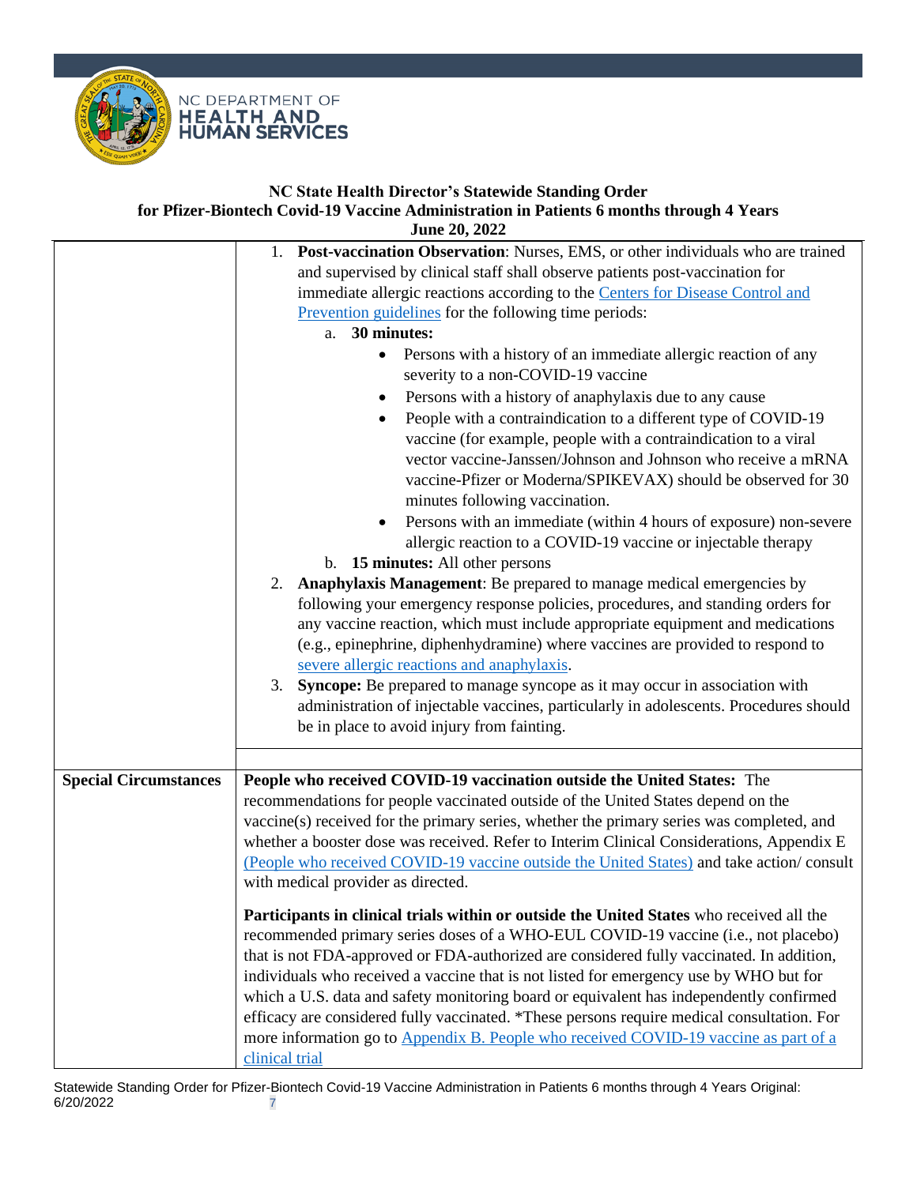**NC State Health Director's Statewide Standing Order**
**for Pfizer-Biontech Covid-19 Vaccine Administration in Patients 6 months through 4 Years**
**June 20, 2022**

| | |
|---|---|
| | 1. **Post-vaccination Observation**: Nurses, EMS, or other individuals who are trained and supervised by clinical staff shall observe patients post-vaccination for immediate allergic reactions according to the [Centers for Disease Control and Prevention guidelines]() for the following time periods:<br>a. **30 minutes:**<br>• Persons with a history of an immediate allergic reaction of any severity to a non-COVID-19 vaccine<br>• Persons with a history of anaphylaxis due to any cause<br>• People with a contraindication to a different type of COVID-19 vaccine (for example, people with a contraindication to a viral vector vaccine-Janssen/Johnson and Johnson who receive a mRNA vaccine-Pfizer or Moderna/SPIKEVAX) should be observed for 30 minutes following vaccination.<br>• Persons with an immediate (within 4 hours of exposure) non-severe allergic reaction to a COVID-19 vaccine or injectable therapy<br>b. **15 minutes:** All other persons<br>2. **Anaphylaxis Management**: Be prepared to manage medical emergencies by following your emergency response policies, procedures, and standing orders for any vaccine reaction, which must include appropriate equipment and medications (e.g., epinephrine, diphenhydramine) where vaccines are provided to respond to [severe allergic reactions and anaphylaxis]().<br>3. **Syncope:** Be prepared to manage syncope as it may occur in association with administration of injectable vaccines, particularly in adolescents. Procedures should be in place to avoid injury from fainting. |
| **Special Circumstances** | **People who received COVID-19 vaccination outside the United States:** The recommendations for people vaccinated outside of the United States depend on the vaccine(s) received for the primary series, whether the primary series was completed, and whether a booster dose was received. Refer to Interim Clinical Considerations, Appendix E [(People who received COVID-19 vaccine outside the United States)]() and take action/ consult with medical provider as directed.<br><br>**Participants in clinical trials within or outside the United States** who received all the recommended primary series doses of a WHO-EUL COVID-19 vaccine (i.e., not placebo) that is not FDA-approved or FDA-authorized are considered fully vaccinated. In addition, individuals who received a vaccine that is not listed for emergency use by WHO but for which a U.S. data and safety monitoring board or equivalent has independently confirmed efficacy are considered fully vaccinated. *These persons require medical consultation. For more information go to [Appendix B. People who received COVID-19 vaccine as part of a clinical trial]() |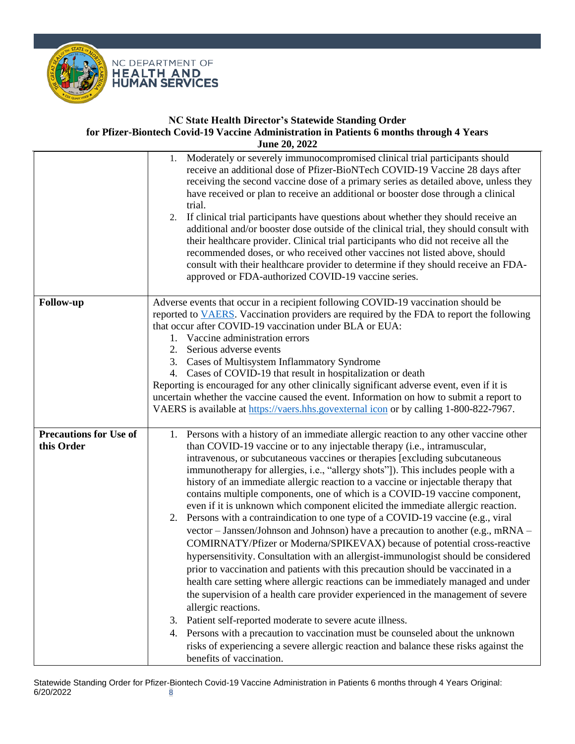**NC State Health Director's Statewide Standing Order for Pfizer-Biontech Covid-19 Vaccine Administration in Patients 6 months through 4 Years June 20, 2022**

| | |
|---|---|
| | 1. Moderately or severely immunocompromised clinical trial participants should receive an additional dose of Pfizer-BioNTech COVID-19 Vaccine 28 days after receiving the second vaccine dose of a primary series as detailed above, unless they have received or plan to receive an additional or booster dose through a clinical trial.<br>2. If clinical trial participants have questions about whether they should receive an additional and/or booster dose outside of the clinical trial, they should consult with their healthcare provider. Clinical trial participants who did not receive all the recommended doses, or who received other vaccines not listed above, should consult with their healthcare provider to determine if they should receive an FDA-approved or FDA-authorized COVID-19 vaccine series. |
| **Follow-up** | Adverse events that occur in a recipient following COVID-19 vaccination should be reported to VAERS. Vaccination providers are required by the FDA to report the following that occur after COVID-19 vaccination under BLA or EUA:<br>1. Vaccine administration errors<br>2. Serious adverse events<br>3. Cases of Multisystem Inflammatory Syndrome<br>4. Cases of COVID-19 that result in hospitalization or death<br>Reporting is encouraged for any other clinically significant adverse event, even if it is uncertain whether the vaccine caused the event. Information on how to submit a report to VAERS is available at https://vaers.hhs.govexternal icon or by calling 1-800-822-7967. |
| **Precautions for Use of this Order** | 1. Persons with a history of an immediate allergic reaction to any other vaccine other than COVID-19 vaccine or to any injectable therapy (i.e., intramuscular, intravenous, or subcutaneous vaccines or therapies [excluding subcutaneous immunotherapy for allergies, i.e., "allergy shots"]). This includes people with a history of an immediate allergic reaction to a vaccine or injectable therapy that contains multiple components, one of which is a COVID-19 vaccine component, even if it is unknown which component elicited the immediate allergic reaction.<br>2. Persons with a contraindication to one type of a COVID-19 vaccine (e.g., viral vector – Janssen/Johnson and Johnson) have a precaution to another (e.g., mRNA – COMIRNATY/Pfizer or Moderna/SPIKEVAX) because of potential cross-reactive hypersensitivity. Consultation with an allergist-immunologist should be considered prior to vaccination and patients with this precaution should be vaccinated in a health care setting where allergic reactions can be immediately managed and under the supervision of a health care provider experienced in the management of severe allergic reactions.<br>3. Patient self-reported moderate to severe acute illness.<br>4. Persons with a precaution to vaccination must be counseled about the unknown risks of experiencing a severe allergic reaction and balance these risks against the benefits of vaccination. |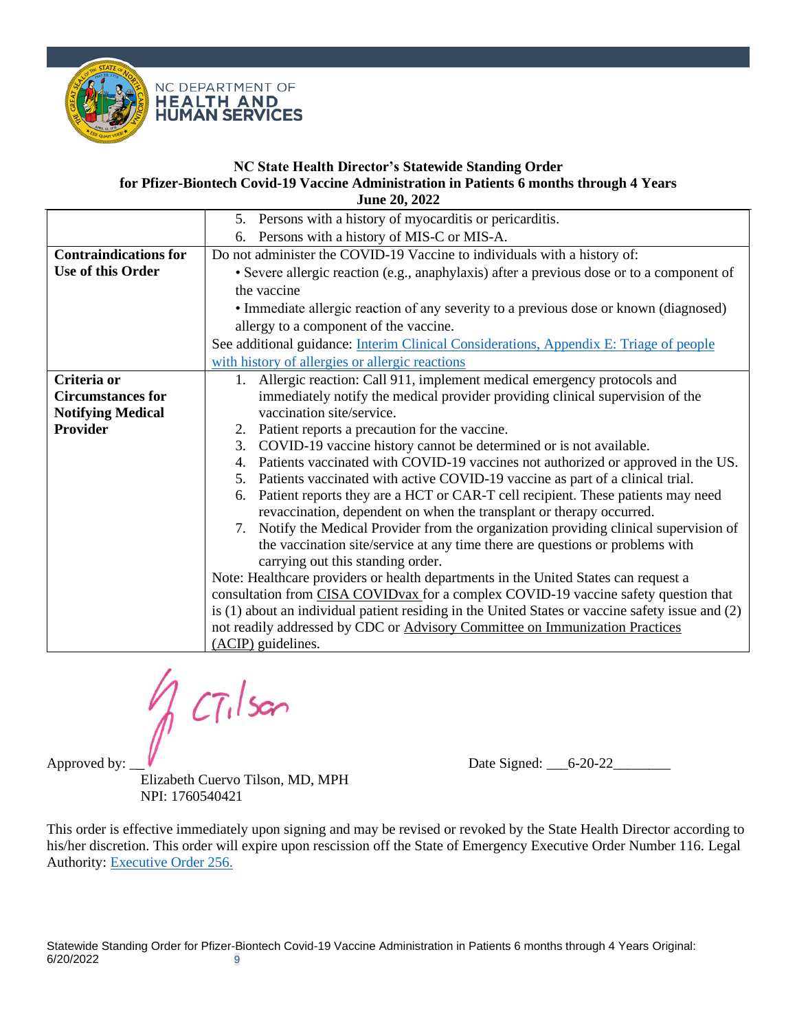**NC State Health Director's Statewide Standing Order for Pfizer-Biontech Covid-19 Vaccine Administration in Patients 6 months through 4 Years**
**June 20, 2022**

| | |
|---|---|
| | 5. Persons with a history of myocarditis or pericarditis.<br>6. Persons with a history of MIS-C or MIS-A. |
| **Contraindications for Use of this Order** | Do not administer the COVID-19 Vaccine to individuals with a history of:<br>• Severe allergic reaction (e.g., anaphylaxis) after a previous dose or to a component of the vaccine<br>• Immediate allergic reaction of any severity to a previous dose or known (diagnosed) allergy to a component of the vaccine.<br>See additional guidance: Interim Clinical Considerations, Appendix E: Triage of people with history of allergies or allergic reactions |
| **Criteria or Circumstances for Notifying Medical Provider** | 1. Allergic reaction: Call 911, implement medical emergency protocols and immediately notify the medical provider providing clinical supervision of the vaccination site/service.<br>2. Patient reports a precaution for the vaccine.<br>3. COVID-19 vaccine history cannot be determined or is not available.<br>4. Patients vaccinated with COVID-19 vaccines not authorized or approved in the US.<br>5. Patients vaccinated with active COVID-19 vaccine as part of a clinical trial.<br>6. Patient reports they are a HCT or CAR-T cell recipient. These patients may need revaccination, dependent on when the transplant or therapy occurred.<br>7. Notify the Medical Provider from the organization providing clinical supervision of the vaccination site/service at any time there are questions or problems with carrying out this standing order.<br>Note: Healthcare providers or health departments in the United States can request a consultation from CISA COVIDvax for a complex COVID-19 vaccine safety question that is (1) about an individual patient residing in the United States or vaccine safety issue and (2) not readily addressed by CDC or Advisory Committee on Immunization Practices (ACIP) guidelines. |

Approved by: __[signature]__ Date Signed: ___6-20-22________

Elizabeth Cuervo Tilson, MD, MPH
NPI: 1760540421

This order is effective immediately upon signing and may be revised or revoked by the State Health Director according to his/her discretion. This order will expire upon rescission off the State of Emergency Executive Order Number 116. Legal Authority: Executive Order 256.